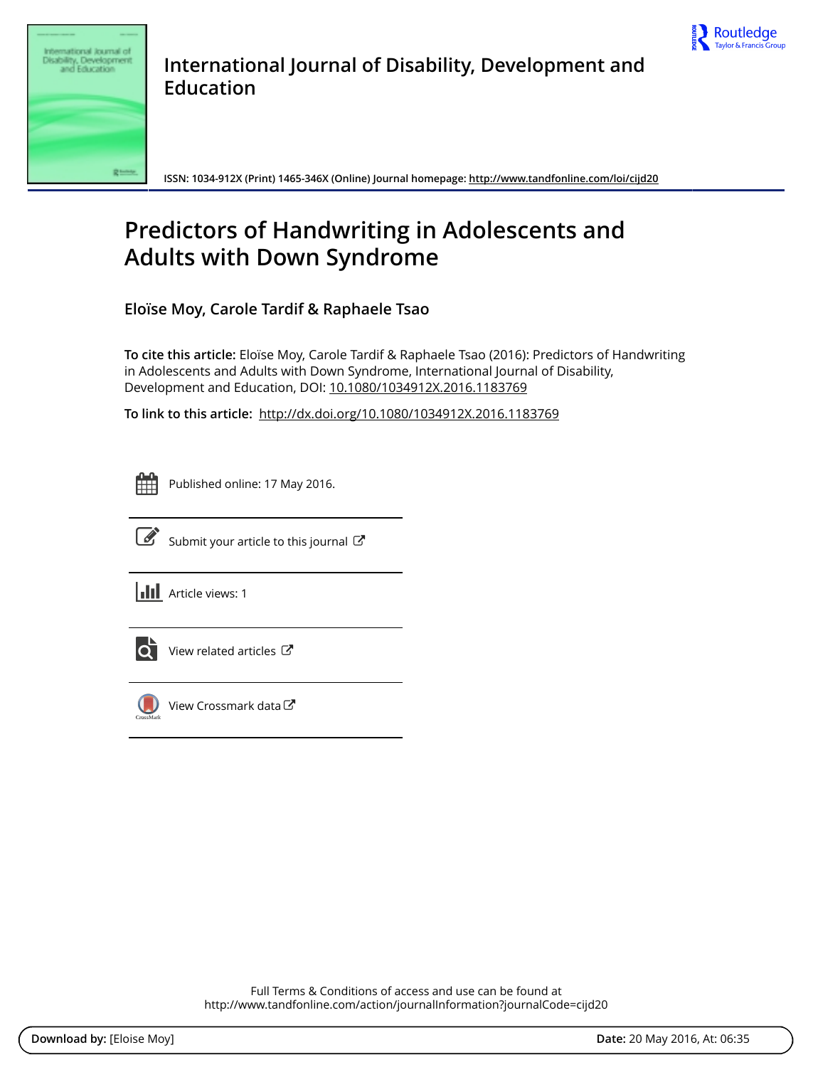International Journal of Disability, Development and Education

ISSN: 1034-912X (Print) 1465-346X (Online) Journal homepage: http://www.tandfonline.com/loi/cijd20

# Predictors of Handwriting in Adolescents and Adults with Down Syndrome

**Eloïse Moy, Carole Tardif & Raphaele Tsao**

**To cite this article:** Eloïse Moy, Carole Tardif & Raphaele Tsao (2016): Predictors of Handwriting in Adolescents and Adults with Down Syndrome, International Journal of Disability, Development and Education, DOI: 10.1080/1034912X.2016.1183769

**To link to this article:** http://dx.doi.org/10.1080/1034912X.2016.1183769

Published online: 17 May 2016.

Submit your article to this journal

Article views: 1

View related articles

View Crossmark data

Full Terms & Conditions of access and use can be found at http://www.tandfonline.com/action/journalInformation?journalCode=cijd20

**Download by:** [Eloise Moy] **Date:** 20 May 2016, At: 06:35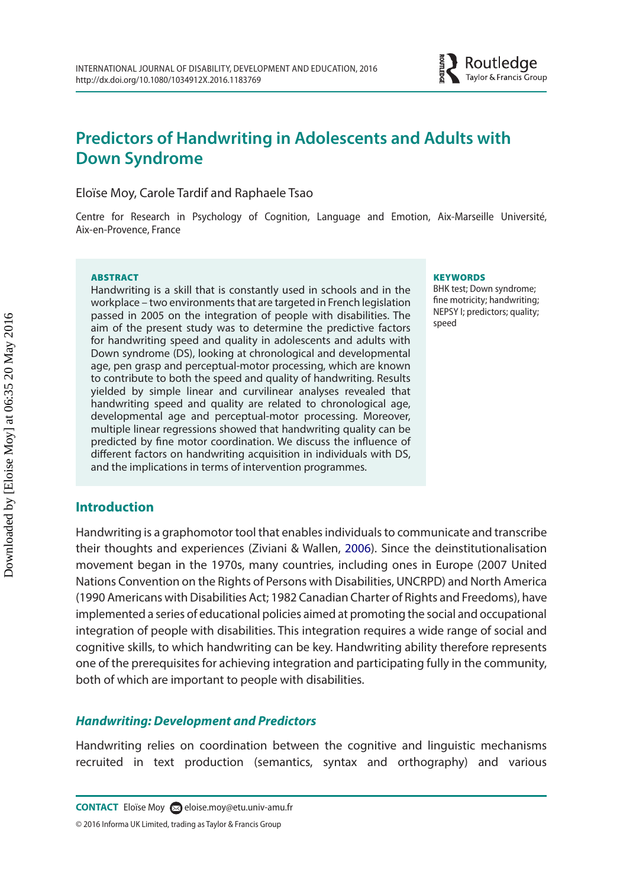# Predictors of Handwriting in Adolescents and Adults with Down Syndrome

Eloïse Moy, Carole Tardif and Raphaele Tsao

Centre for Research in Psychology of Cognition, Language and Emotion, Aix-Marseille Université, Aix-en-Provence, France

**ABSTRACT**

Handwriting is a skill that is constantly used in schools and in the workplace – two environments that are targeted in French legislation passed in 2005 on the integration of people with disabilities. The aim of the present study was to determine the predictive factors for handwriting speed and quality in adolescents and adults with Down syndrome (DS), looking at chronological and developmental age, pen grasp and perceptual-motor processing, which are known to contribute to both the speed and quality of handwriting. Results yielded by simple linear and curvilinear analyses revealed that handwriting speed and quality are related to chronological age, developmental age and perceptual-motor processing. Moreover, multiple linear regressions showed that handwriting quality can be predicted by fine motor coordination. We discuss the influence of different factors on handwriting acquisition in individuals with DS, and the implications in terms of intervention programmes.

**KEYWORDS**

BHK test; Down syndrome; fine motricity; handwriting; NEPSY I; predictors; quality; speed

## Introduction

Handwriting is a graphomotor tool that enables individuals to communicate and transcribe their thoughts and experiences (Ziviani & Wallen, 2006). Since the deinstitutionalisation movement began in the 1970s, many countries, including ones in Europe (2007 United Nations Convention on the Rights of Persons with Disabilities, UNCRPD) and North America (1990 Americans with Disabilities Act; 1982 Canadian Charter of Rights and Freedoms), have implemented a series of educational policies aimed at promoting the social and occupational integration of people with disabilities. This integration requires a wide range of social and cognitive skills, to which handwriting can be key. Handwriting ability therefore represents one of the prerequisites for achieving integration and participating fully in the community, both of which are important to people with disabilities.

### *Handwriting: Development and Predictors*

Handwriting relies on coordination between the cognitive and linguistic mechanisms recruited in text production (semantics, syntax and orthography) and various

**CONTACT** Eloïse Moy eloise.moy@etu.univ-amu.fr

© 2016 Informa UK Limited, trading as Taylor & Francis Group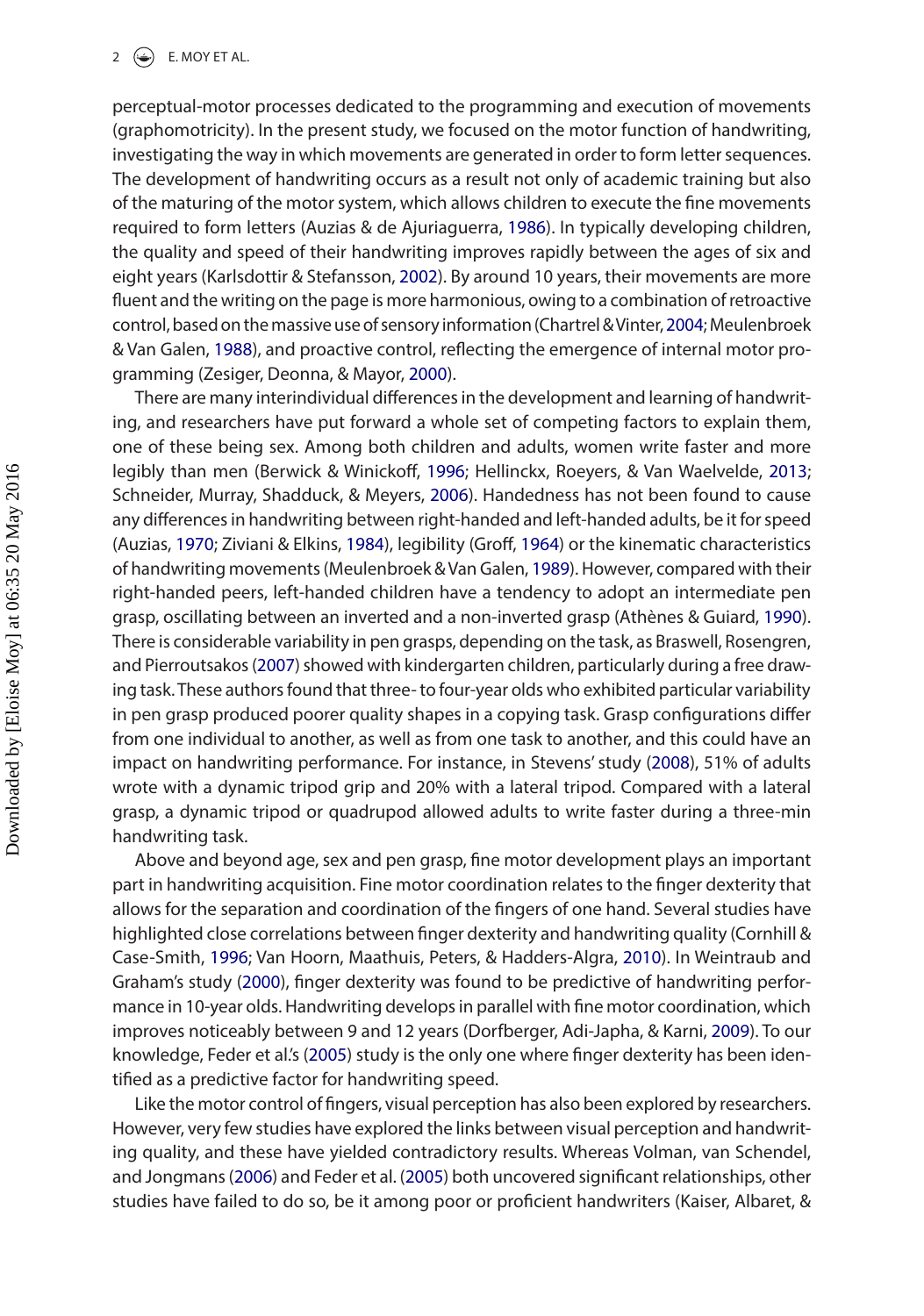perceptual-motor processes dedicated to the programming and execution of movements (graphomotricity). In the present study, we focused on the motor function of handwriting, investigating the way in which movements are generated in order to form letter sequences. The development of handwriting occurs as a result not only of academic training but also of the maturing of the motor system, which allows children to execute the fine movements required to form letters (Auzias & de Ajuriaguerra, 1986). In typically developing children, the quality and speed of their handwriting improves rapidly between the ages of six and eight years (Karlsdottir & Stefansson, 2002). By around 10 years, their movements are more fluent and the writing on the page is more harmonious, owing to a combination of retroactive control, based on the massive use of sensory information (Chartrel & Vinter, 2004; Meulenbroek & Van Galen, 1988), and proactive control, reflecting the emergence of internal motor programming (Zesiger, Deonna, & Mayor, 2000).

There are many interindividual differences in the development and learning of handwriting, and researchers have put forward a whole set of competing factors to explain them, one of these being sex. Among both children and adults, women write faster and more legibly than men (Berwick & Winickoff, 1996; Hellinckx, Roeyers, & Van Waelvelde, 2013; Schneider, Murray, Shadduck, & Meyers, 2006). Handedness has not been found to cause any differences in handwriting between right-handed and left-handed adults, be it for speed (Auzias, 1970; Ziviani & Elkins, 1984), legibility (Groff, 1964) or the kinematic characteristics of handwriting movements (Meulenbroek & Van Galen, 1989). However, compared with their right-handed peers, left-handed children have a tendency to adopt an intermediate pen grasp, oscillating between an inverted and a non-inverted grasp (Athènes & Guiard, 1990). There is considerable variability in pen grasps, depending on the task, as Braswell, Rosengren, and Pierroutsakos (2007) showed with kindergarten children, particularly during a free drawing task. These authors found that three- to four-year olds who exhibited particular variability in pen grasp produced poorer quality shapes in a copying task. Grasp configurations differ from one individual to another, as well as from one task to another, and this could have an impact on handwriting performance. For instance, in Stevens' study (2008), 51% of adults wrote with a dynamic tripod grip and 20% with a lateral tripod. Compared with a lateral grasp, a dynamic tripod or quadrupod allowed adults to write faster during a three-min handwriting task.

Above and beyond age, sex and pen grasp, fine motor development plays an important part in handwriting acquisition. Fine motor coordination relates to the finger dexterity that allows for the separation and coordination of the fingers of one hand. Several studies have highlighted close correlations between finger dexterity and handwriting quality (Cornhill & Case-Smith, 1996; Van Hoorn, Maathuis, Peters, & Hadders-Algra, 2010). In Weintraub and Graham's study (2000), finger dexterity was found to be predictive of handwriting performance in 10-year olds. Handwriting develops in parallel with fine motor coordination, which improves noticeably between 9 and 12 years (Dorfberger, Adi-Japha, & Karni, 2009). To our knowledge, Feder et al.'s (2005) study is the only one where finger dexterity has been identified as a predictive factor for handwriting speed.

Like the motor control of fingers, visual perception has also been explored by researchers. However, very few studies have explored the links between visual perception and handwriting quality, and these have yielded contradictory results. Whereas Volman, van Schendel, and Jongmans (2006) and Feder et al. (2005) both uncovered significant relationships, other studies have failed to do so, be it among poor or proficient handwriters (Kaiser, Albaret, &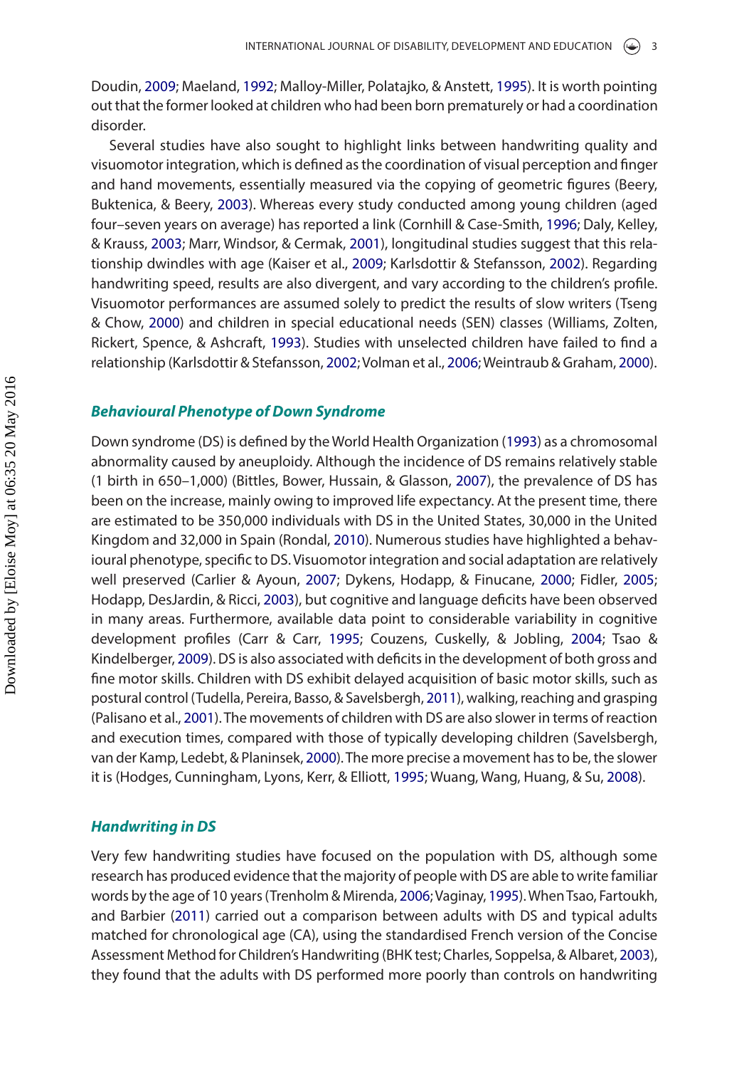Doudin, 2009; Maeland, 1992; Malloy-Miller, Polatajko, & Anstett, 1995). It is worth pointing out that the former looked at children who had been born prematurely or had a coordination disorder.

Several studies have also sought to highlight links between handwriting quality and visuomotor integration, which is defined as the coordination of visual perception and finger and hand movements, essentially measured via the copying of geometric figures (Beery, Buktenica, & Beery, 2003). Whereas every study conducted among young children (aged four–seven years on average) has reported a link (Cornhill & Case-Smith, 1996; Daly, Kelley, & Krauss, 2003; Marr, Windsor, & Cermak, 2001), longitudinal studies suggest that this relationship dwindles with age (Kaiser et al., 2009; Karlsdottir & Stefansson, 2002). Regarding handwriting speed, results are also divergent, and vary according to the children's profile. Visuomotor performances are assumed solely to predict the results of slow writers (Tseng & Chow, 2000) and children in special educational needs (SEN) classes (Williams, Zolten, Rickert, Spence, & Ashcraft, 1993). Studies with unselected children have failed to find a relationship (Karlsdottir & Stefansson, 2002; Volman et al., 2006; Weintraub & Graham, 2000).

### *Behavioural Phenotype of Down Syndrome*

Down syndrome (DS) is defined by the World Health Organization (1993) as a chromosomal abnormality caused by aneuploidy. Although the incidence of DS remains relatively stable (1 birth in 650–1,000) (Bittles, Bower, Hussain, & Glasson, 2007), the prevalence of DS has been on the increase, mainly owing to improved life expectancy. At the present time, there are estimated to be 350,000 individuals with DS in the United States, 30,000 in the United Kingdom and 32,000 in Spain (Rondal, 2010). Numerous studies have highlighted a behavioural phenotype, specific to DS. Visuomotor integration and social adaptation are relatively well preserved (Carlier & Ayoun, 2007; Dykens, Hodapp, & Finucane, 2000; Fidler, 2005; Hodapp, DesJardin, & Ricci, 2003), but cognitive and language deficits have been observed in many areas. Furthermore, available data point to considerable variability in cognitive development profiles (Carr & Carr, 1995; Couzens, Cuskelly, & Jobling, 2004; Tsao & Kindelberger, 2009). DS is also associated with deficits in the development of both gross and fine motor skills. Children with DS exhibit delayed acquisition of basic motor skills, such as postural control (Tudella, Pereira, Basso, & Savelsbergh, 2011), walking, reaching and grasping (Palisano et al., 2001). The movements of children with DS are also slower in terms of reaction and execution times, compared with those of typically developing children (Savelsbergh, van der Kamp, Ledebt, & Planinsek, 2000). The more precise a movement has to be, the slower it is (Hodges, Cunningham, Lyons, Kerr, & Elliott, 1995; Wuang, Wang, Huang, & Su, 2008).

### *Handwriting in DS*

Very few handwriting studies have focused on the population with DS, although some research has produced evidence that the majority of people with DS are able to write familiar words by the age of 10 years (Trenholm & Mirenda, 2006; Vaginay, 1995). When Tsao, Fartoukh, and Barbier (2011) carried out a comparison between adults with DS and typical adults matched for chronological age (CA), using the standardised French version of the Concise Assessment Method for Children's Handwriting (BHK test; Charles, Soppelsa, & Albaret, 2003), they found that the adults with DS performed more poorly than controls on handwriting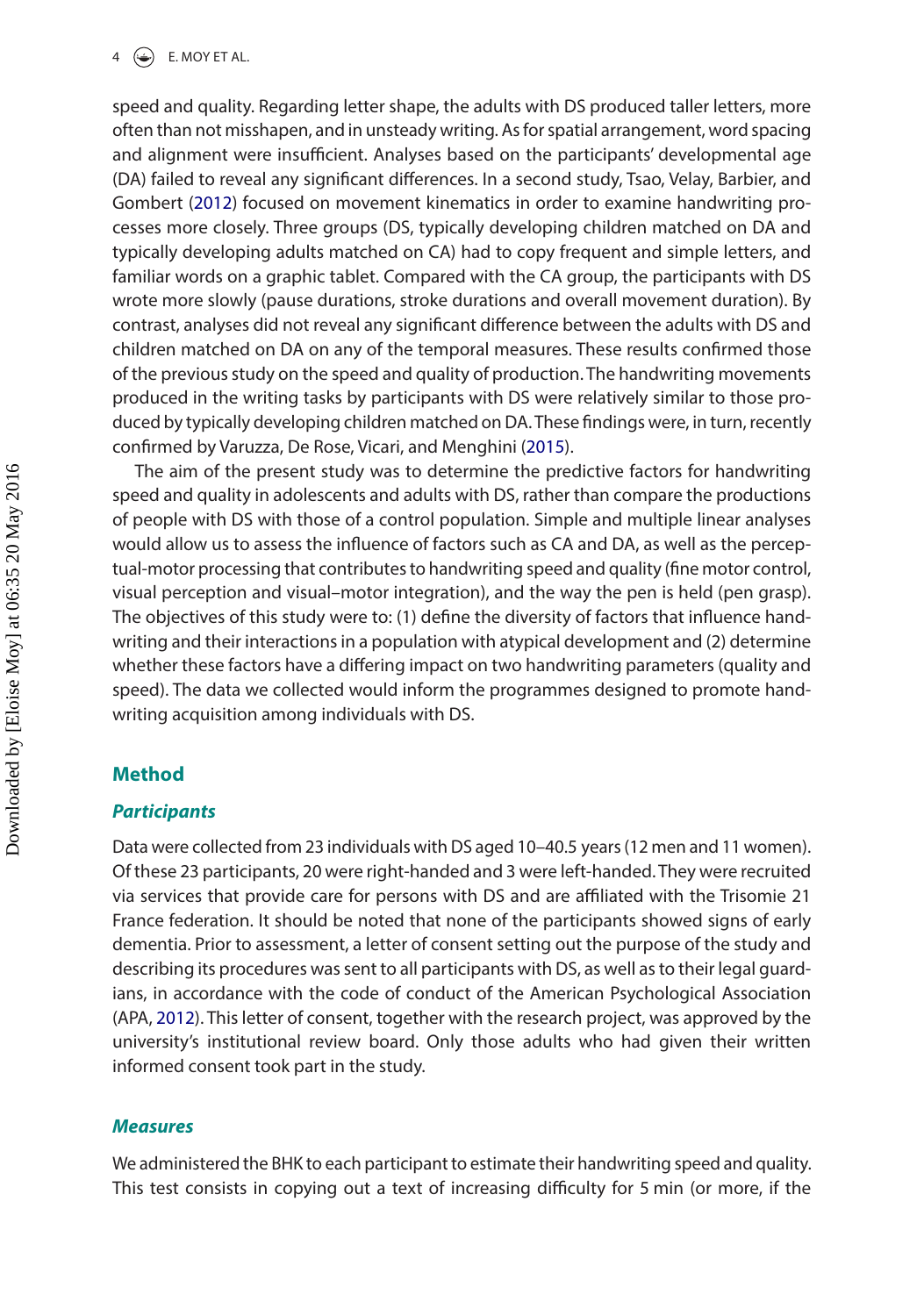speed and quality. Regarding letter shape, the adults with DS produced taller letters, more often than not misshapen, and in unsteady writing. As for spatial arrangement, word spacing and alignment were insufficient. Analyses based on the participants' developmental age (DA) failed to reveal any significant differences. In a second study, Tsao, Velay, Barbier, and Gombert (2012) focused on movement kinematics in order to examine handwriting processes more closely. Three groups (DS, typically developing children matched on DA and typically developing adults matched on CA) had to copy frequent and simple letters, and familiar words on a graphic tablet. Compared with the CA group, the participants with DS wrote more slowly (pause durations, stroke durations and overall movement duration). By contrast, analyses did not reveal any significant difference between the adults with DS and children matched on DA on any of the temporal measures. These results confirmed those of the previous study on the speed and quality of production. The handwriting movements produced in the writing tasks by participants with DS were relatively similar to those produced by typically developing children matched on DA. These findings were, in turn, recently confirmed by Varuzza, De Rose, Vicari, and Menghini (2015).

The aim of the present study was to determine the predictive factors for handwriting speed and quality in adolescents and adults with DS, rather than compare the productions of people with DS with those of a control population. Simple and multiple linear analyses would allow us to assess the influence of factors such as CA and DA, as well as the perceptual-motor processing that contributes to handwriting speed and quality (fine motor control, visual perception and visual–motor integration), and the way the pen is held (pen grasp). The objectives of this study were to: (1) define the diversity of factors that influence handwriting and their interactions in a population with atypical development and (2) determine whether these factors have a differing impact on two handwriting parameters (quality and speed). The data we collected would inform the programmes designed to promote handwriting acquisition among individuals with DS.

## Method

### *Participants*

Data were collected from 23 individuals with DS aged 10–40.5 years (12 men and 11 women). Of these 23 participants, 20 were right-handed and 3 were left-handed. They were recruited via services that provide care for persons with DS and are affiliated with the Trisomie 21 France federation. It should be noted that none of the participants showed signs of early dementia. Prior to assessment, a letter of consent setting out the purpose of the study and describing its procedures was sent to all participants with DS, as well as to their legal guardians, in accordance with the code of conduct of the American Psychological Association (APA, 2012). This letter of consent, together with the research project, was approved by the university's institutional review board. Only those adults who had given their written informed consent took part in the study.

### *Measures*

We administered the BHK to each participant to estimate their handwriting speed and quality. This test consists in copying out a text of increasing difficulty for 5 min (or more, if the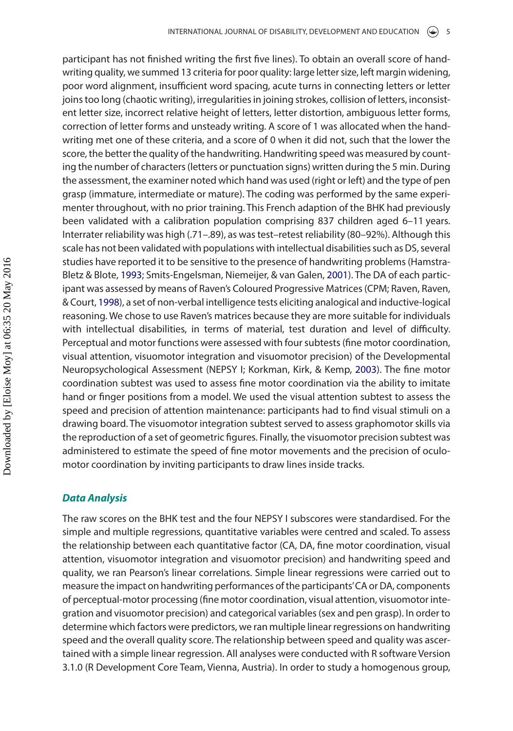participant has not finished writing the first five lines). To obtain an overall score of handwriting quality, we summed 13 criteria for poor quality: large letter size, left margin widening, poor word alignment, insufficient word spacing, acute turns in connecting letters or letter joins too long (chaotic writing), irregularities in joining strokes, collision of letters, inconsistent letter size, incorrect relative height of letters, letter distortion, ambiguous letter forms, correction of letter forms and unsteady writing. A score of 1 was allocated when the handwriting met one of these criteria, and a score of 0 when it did not, such that the lower the score, the better the quality of the handwriting. Handwriting speed was measured by counting the number of characters (letters or punctuation signs) written during the 5 min. During the assessment, the examiner noted which hand was used (right or left) and the type of pen grasp (immature, intermediate or mature). The coding was performed by the same experimenter throughout, with no prior training. This French adaption of the BHK had previously been validated with a calibration population comprising 837 children aged 6–11 years. Interrater reliability was high (.71–.89), as was test–retest reliability (80–92%). Although this scale has not been validated with populations with intellectual disabilities such as DS, several studies have reported it to be sensitive to the presence of handwriting problems (Hamstra-Bletz & Blote, 1993; Smits-Engelsman, Niemeijer, & van Galen, 2001). The DA of each participant was assessed by means of Raven's Coloured Progressive Matrices (CPM; Raven, Raven, & Court, 1998), a set of non-verbal intelligence tests eliciting analogical and inductive-logical reasoning. We chose to use Raven's matrices because they are more suitable for individuals with intellectual disabilities, in terms of material, test duration and level of difficulty. Perceptual and motor functions were assessed with four subtests (fine motor coordination, visual attention, visuomotor integration and visuomotor precision) of the Developmental Neuropsychological Assessment (NEPSY I; Korkman, Kirk, & Kemp, 2003). The fine motor coordination subtest was used to assess fine motor coordination via the ability to imitate hand or finger positions from a model. We used the visual attention subtest to assess the speed and precision of attention maintenance: participants had to find visual stimuli on a drawing board. The visuomotor integration subtest served to assess graphomotor skills via the reproduction of a set of geometric figures. Finally, the visuomotor precision subtest was administered to estimate the speed of fine motor movements and the precision of oculomotor coordination by inviting participants to draw lines inside tracks.

### *Data Analysis*

The raw scores on the BHK test and the four NEPSY I subscores were standardised. For the simple and multiple regressions, quantitative variables were centred and scaled. To assess the relationship between each quantitative factor (CA, DA, fine motor coordination, visual attention, visuomotor integration and visuomotor precision) and handwriting speed and quality, we ran Pearson's linear correlations. Simple linear regressions were carried out to measure the impact on handwriting performances of the participants' CA or DA, components of perceptual-motor processing (fine motor coordination, visual attention, visuomotor integration and visuomotor precision) and categorical variables (sex and pen grasp). In order to determine which factors were predictors, we ran multiple linear regressions on handwriting speed and the overall quality score. The relationship between speed and quality was ascertained with a simple linear regression. All analyses were conducted with R software Version 3.1.0 (R Development Core Team, Vienna, Austria). In order to study a homogenous group,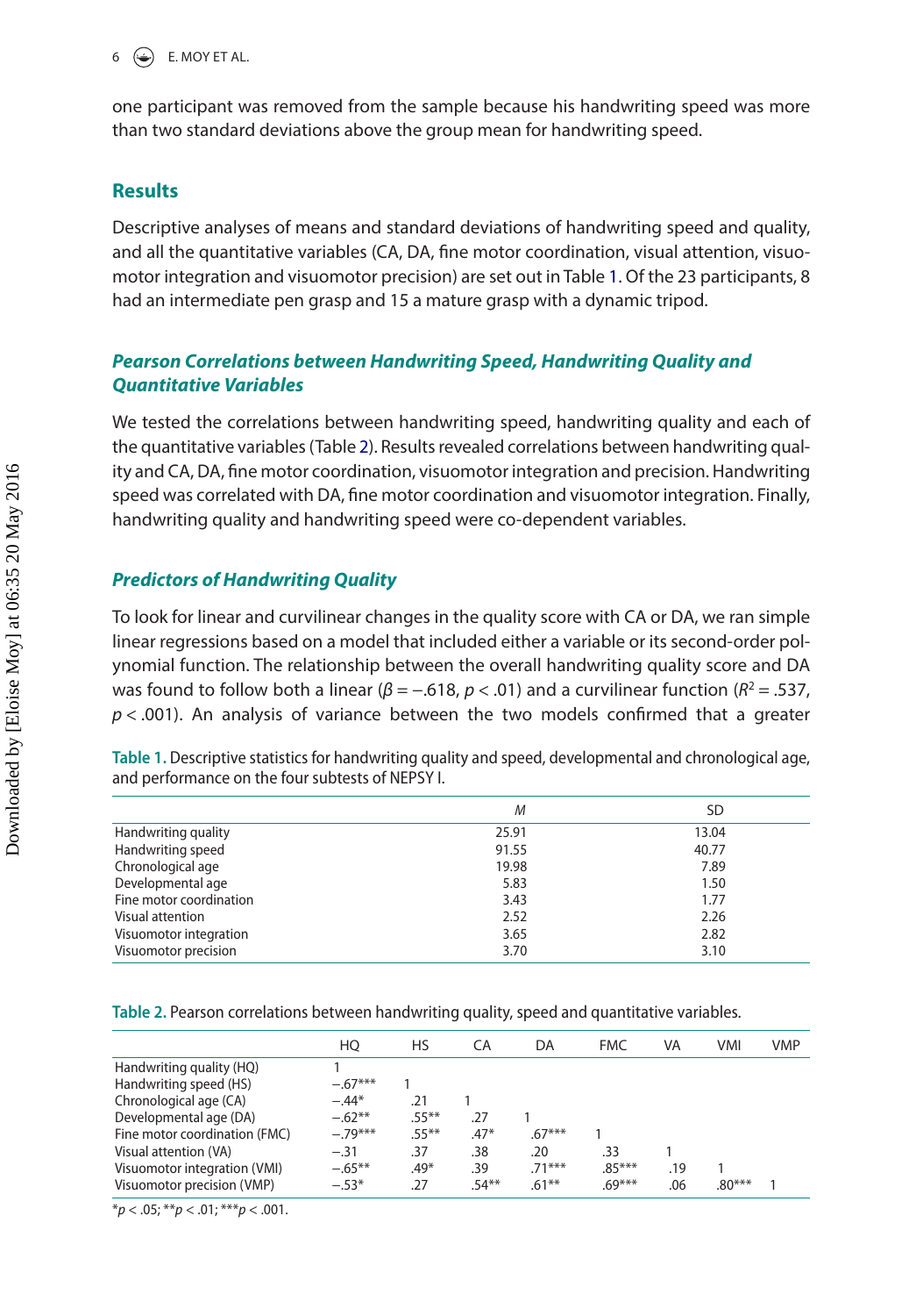one participant was removed from the sample because his handwriting speed was more than two standard deviations above the group mean for handwriting speed.

## Results

Descriptive analyses of means and standard deviations of handwriting speed and quality, and all the quantitative variables (CA, DA, fine motor coordination, visual attention, visuomotor integration and visuomotor precision) are set out in Table 1. Of the 23 participants, 8 had an intermediate pen grasp and 15 a mature grasp with a dynamic tripod.

### *Pearson Correlations between Handwriting Speed, Handwriting Quality and Quantitative Variables*

We tested the correlations between handwriting speed, handwriting quality and each of the quantitative variables (Table 2). Results revealed correlations between handwriting quality and CA, DA, fine motor coordination, visuomotor integration and precision. Handwriting speed was correlated with DA, fine motor coordination and visuomotor integration. Finally, handwriting quality and handwriting speed were co-dependent variables.

### *Predictors of Handwriting Quality*

To look for linear and curvilinear changes in the quality score with CA or DA, we ran simple linear regressions based on a model that included either a variable or its second-order polynomial function. The relationship between the overall handwriting quality score and DA was found to follow both a linear ($\beta = -.618$, $p < .01$) and a curvilinear function ($R^2 = .537$, $p < .001$). An analysis of variance between the two models confirmed that a greater

**Table 1.** Descriptive statistics for handwriting quality and speed, developmental and chronological age, and performance on the four subtests of NEPSY I.

| | *M* | SD |
|---|---|---|
| Handwriting quality | 25.91 | 13.04 |
| Handwriting speed | 91.55 | 40.77 |
| Chronological age | 19.98 | 7.89 |
| Developmental age | 5.83 | 1.50 |
| Fine motor coordination | 3.43 | 1.77 |
| Visual attention | 2.52 | 2.26 |
| Visuomotor integration | 3.65 | 2.82 |
| Visuomotor precision | 3.70 | 3.10 |

**Table 2.** Pearson correlations between handwriting quality, speed and quantitative variables.

| | HQ | HS | CA | DA | FMC | VA | VMI | VMP |
|---|---|---|---|---|---|---|---|---|
| Handwriting quality (HQ) | 1 | | | | | | | |
| Handwriting speed (HS) | −.67*** | 1 | | | | | | |
| Chronological age (CA) | −.44* | .21 | 1 | | | | | |
| Developmental age (DA) | −.62** | .55** | .27 | 1 | | | | |
| Fine motor coordination (FMC) | −.79*** | .55** | .47* | .67*** | 1 | | | |
| Visual attention (VA) | −.31 | .37 | .38 | .20 | .33 | 1 | | |
| Visuomotor integration (VMI) | −.65** | .49* | .39 | .71*** | .85*** | .19 | 1 | |
| Visuomotor precision (VMP) | −.53* | .27 | .54** | .61** | .69*** | .06 | .80*** | 1 |

*$p < .05$; **$p < .01$; ***$p < .001$.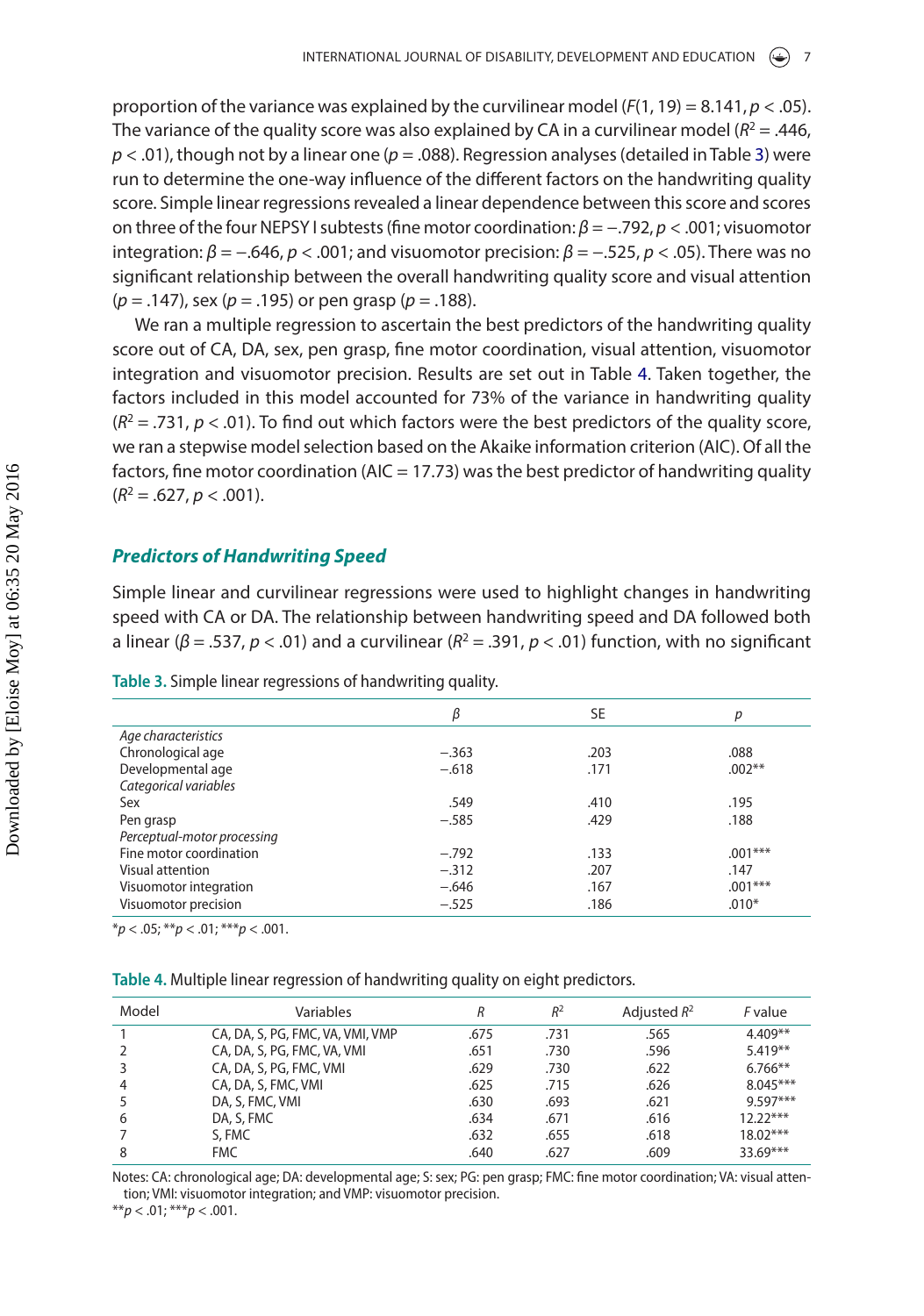proportion of the variance was explained by the curvilinear model ($F(1, 19) = 8.141$, $p < .05$). The variance of the quality score was also explained by CA in a curvilinear model ($R^2 = .446$, $p < .01$), though not by a linear one ($p = .088$). Regression analyses (detailed in Table 3) were run to determine the one-way influence of the different factors on the handwriting quality score. Simple linear regressions revealed a linear dependence between this score and scores on three of the four NEPSY I subtests (fine motor coordination: $\beta = -.792$, $p < .001$; visuomotor integration: $\beta = -.646$, $p < .001$; and visuomotor precision: $\beta = -.525$, $p < .05$). There was no significant relationship between the overall handwriting quality score and visual attention ($p = .147$), sex ($p = .195$) or pen grasp ($p = .188$).

We ran a multiple regression to ascertain the best predictors of the handwriting quality score out of CA, DA, sex, pen grasp, fine motor coordination, visual attention, visuomotor integration and visuomotor precision. Results are set out in Table 4. Taken together, the factors included in this model accounted for 73% of the variance in handwriting quality ($R^2 = .731$, $p < .01$). To find out which factors were the best predictors of the quality score, we ran a stepwise model selection based on the Akaike information criterion (AIC). Of all the factors, fine motor coordination (AIC = 17.73) was the best predictor of handwriting quality ($R^2 = .627$, $p < .001$).

### *Predictors of Handwriting Speed*

Simple linear and curvilinear regressions were used to highlight changes in handwriting speed with CA or DA. The relationship between handwriting speed and DA followed both a linear ($\beta = .537$, $p < .01$) and a curvilinear ($R^2 = .391$, $p < .01$) function, with no significant

**Table 3.** Simple linear regressions of handwriting quality.

| | $\beta$ | SE | $p$ |
|---|---|---|---|
| *Age characteristics* | | | |
| Chronological age | −.363 | .203 | .088 |
| Developmental age | −.618 | .171 | .002** |
| *Categorical variables* | | | |
| Sex | .549 | .410 | .195 |
| Pen grasp | −.585 | .429 | .188 |
| *Perceptual-motor processing* | | | |
| Fine motor coordination | −.792 | .133 | .001*** |
| Visual attention | −.312 | .207 | .147 |
| Visuomotor integration | −.646 | .167 | .001*** |
| Visuomotor precision | −.525 | .186 | .010* |

*$p < .05$; **$p < .01$; ***$p < .001$.

**Table 4.** Multiple linear regression of handwriting quality on eight predictors.

| Model | Variables | $R$ | $R^2$ | Adjusted $R^2$ | $F$ value |
|---|---|---|---|---|---|
| 1 | CA, DA, S, PG, FMC, VA, VMI, VMP | .675 | .731 | .565 | 4.409** |
| 2 | CA, DA, S, PG, FMC, VA, VMI | .651 | .730 | .596 | 5.419** |
| 3 | CA, DA, S, PG, FMC, VMI | .629 | .730 | .622 | 6.766** |
| 4 | CA, DA, S, FMC, VMI | .625 | .715 | .626 | 8.045*** |
| 5 | DA, S, FMC, VMI | .630 | .693 | .621 | 9.597*** |
| 6 | DA, S, FMC | .634 | .671 | .616 | 12.22*** |
| 7 | S, FMC | .632 | .655 | .618 | 18.02*** |
| 8 | FMC | .640 | .627 | .609 | 33.69*** |

Notes: CA: chronological age; DA: developmental age; S: sex; PG: pen grasp; FMC: fine motor coordination; VA: visual attention; VMI: visuomotor integration; and VMP: visuomotor precision.

**$p < .01$; ***$p < .001$.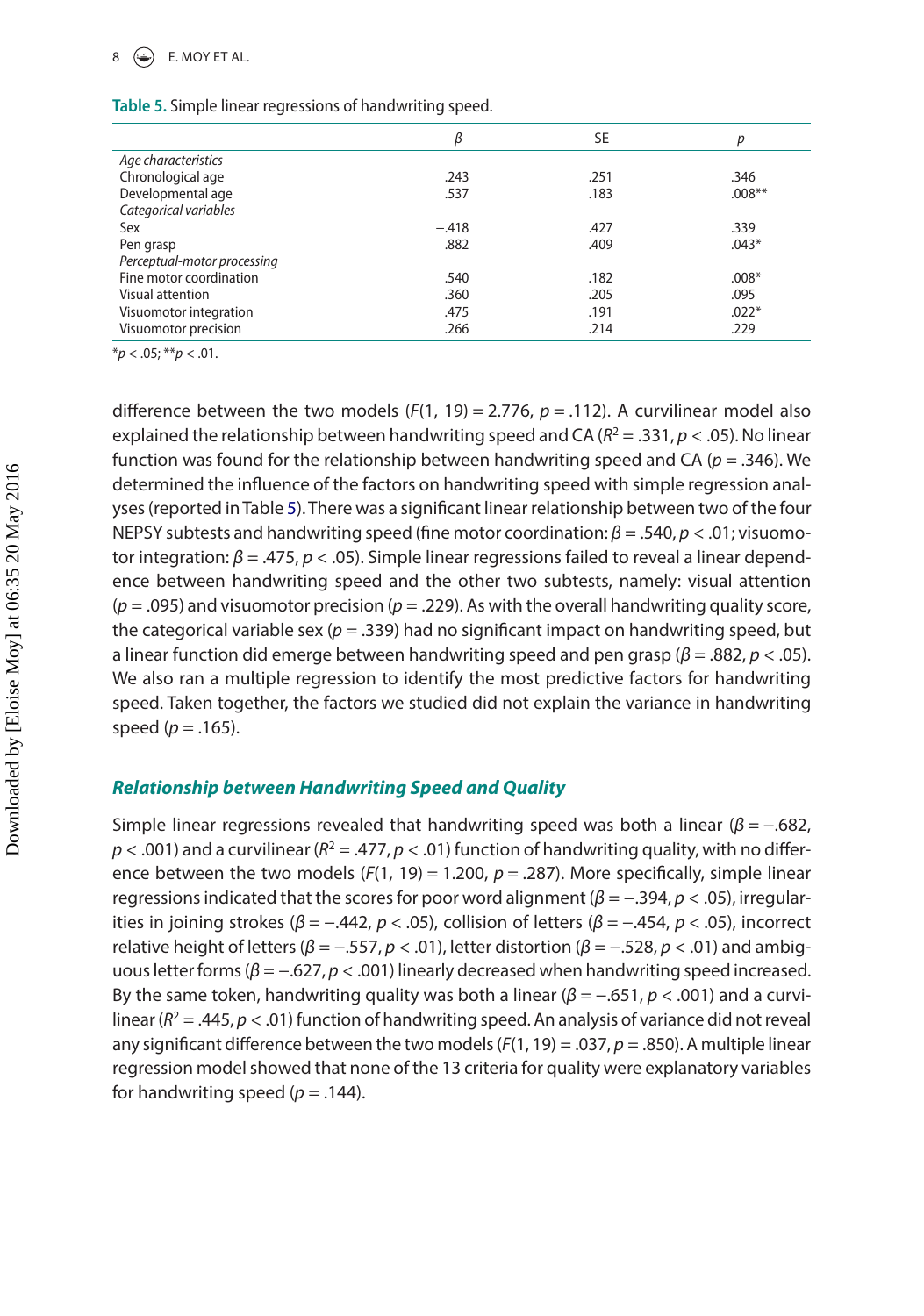**Table 5.** Simple linear regressions of handwriting speed.

| | $\beta$ | SE | $p$ |
|---|---|---|---|
| *Age characteristics* | | | |
| Chronological age | .243 | .251 | .346 |
| Developmental age | .537 | .183 | .008** |
| *Categorical variables* | | | |
| Sex | −.418 | .427 | .339 |
| Pen grasp | .882 | .409 | .043* |
| *Perceptual-motor processing* | | | |
| Fine motor coordination | .540 | .182 | .008* |
| Visual attention | .360 | .205 | .095 |
| Visuomotor integration | .475 | .191 | .022* |
| Visuomotor precision | .266 | .214 | .229 |

$^{*}p < .05$; $^{**}p < .01$.

difference between the two models ($F(1, 19) = 2.776$, $p = .112$). A curvilinear model also explained the relationship between handwriting speed and CA ($R^2 = .331$, $p < .05$). No linear function was found for the relationship between handwriting speed and CA ($p = .346$). We determined the influence of the factors on handwriting speed with simple regression analyses (reported in Table 5). There was a significant linear relationship between two of the four NEPSY subtests and handwriting speed (fine motor coordination: $\beta = .540$, $p < .01$; visuomotor integration: $\beta = .475$, $p < .05$). Simple linear regressions failed to reveal a linear dependence between handwriting speed and the other two subtests, namely: visual attention ($p = .095$) and visuomotor precision ($p = .229$). As with the overall handwriting quality score, the categorical variable sex ($p = .339$) had no significant impact on handwriting speed, but a linear function did emerge between handwriting speed and pen grasp ($\beta = .882$, $p < .05$). We also ran a multiple regression to identify the most predictive factors for handwriting speed. Taken together, the factors we studied did not explain the variance in handwriting speed ($p = .165$).

### Relationship between Handwriting Speed and Quality

Simple linear regressions revealed that handwriting speed was both a linear ($\beta = -.682$, $p < .001$) and a curvilinear ($R^2 = .477$, $p < .01$) function of handwriting quality, with no difference between the two models ($F(1, 19) = 1.200$, $p = .287$). More specifically, simple linear regressions indicated that the scores for poor word alignment ($\beta = -.394$, $p < .05$), irregularities in joining strokes ($\beta = -.442$, $p < .05$), collision of letters ($\beta = -.454$, $p < .05$), incorrect relative height of letters ($\beta = -.557$, $p < .01$), letter distortion ($\beta = -.528$, $p < .01$) and ambiguous letter forms ($\beta = -.627$, $p < .001$) linearly decreased when handwriting speed increased. By the same token, handwriting quality was both a linear ($\beta = -.651$, $p < .001$) and a curvilinear ($R^2 = .445$, $p < .01$) function of handwriting speed. An analysis of variance did not reveal any significant difference between the two models ($F(1, 19) = .037$, $p = .850$). A multiple linear regression model showed that none of the 13 criteria for quality were explanatory variables for handwriting speed ($p = .144$).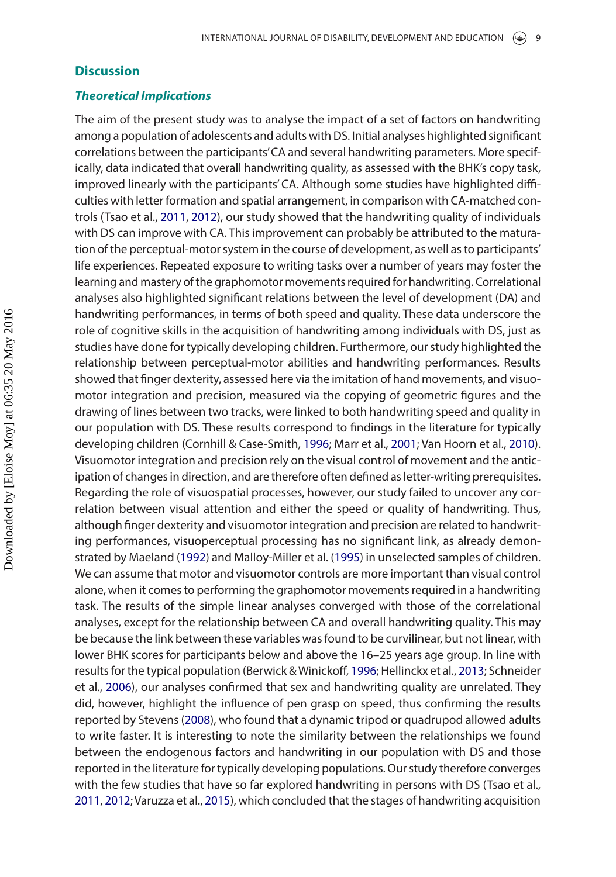## Discussion

### *Theoretical Implications*

The aim of the present study was to analyse the impact of a set of factors on handwriting among a population of adolescents and adults with DS. Initial analyses highlighted significant correlations between the participants' CA and several handwriting parameters. More specifically, data indicated that overall handwriting quality, as assessed with the BHK's copy task, improved linearly with the participants' CA. Although some studies have highlighted difficulties with letter formation and spatial arrangement, in comparison with CA-matched controls (Tsao et al., 2011, 2012), our study showed that the handwriting quality of individuals with DS can improve with CA. This improvement can probably be attributed to the maturation of the perceptual-motor system in the course of development, as well as to participants' life experiences. Repeated exposure to writing tasks over a number of years may foster the learning and mastery of the graphomotor movements required for handwriting. Correlational analyses also highlighted significant relations between the level of development (DA) and handwriting performances, in terms of both speed and quality. These data underscore the role of cognitive skills in the acquisition of handwriting among individuals with DS, just as studies have done for typically developing children. Furthermore, our study highlighted the relationship between perceptual-motor abilities and handwriting performances. Results showed that finger dexterity, assessed here via the imitation of hand movements, and visuomotor integration and precision, measured via the copying of geometric figures and the drawing of lines between two tracks, were linked to both handwriting speed and quality in our population with DS. These results correspond to findings in the literature for typically developing children (Cornhill & Case-Smith, 1996; Marr et al., 2001; Van Hoorn et al., 2010). Visuomotor integration and precision rely on the visual control of movement and the anticipation of changes in direction, and are therefore often defined as letter-writing prerequisites. Regarding the role of visuospatial processes, however, our study failed to uncover any correlation between visual attention and either the speed or quality of handwriting. Thus, although finger dexterity and visuomotor integration and precision are related to handwriting performances, visuoperceptual processing has no significant link, as already demonstrated by Maeland (1992) and Malloy-Miller et al. (1995) in unselected samples of children. We can assume that motor and visuomotor controls are more important than visual control alone, when it comes to performing the graphomotor movements required in a handwriting task. The results of the simple linear analyses converged with those of the correlational analyses, except for the relationship between CA and overall handwriting quality. This may be because the link between these variables was found to be curvilinear, but not linear, with lower BHK scores for participants below and above the 16–25 years age group. In line with results for the typical population (Berwick & Winickoff, 1996; Hellinckx et al., 2013; Schneider et al., 2006), our analyses confirmed that sex and handwriting quality are unrelated. They did, however, highlight the influence of pen grasp on speed, thus confirming the results reported by Stevens (2008), who found that a dynamic tripod or quadrupod allowed adults to write faster. It is interesting to note the similarity between the relationships we found between the endogenous factors and handwriting in our population with DS and those reported in the literature for typically developing populations. Our study therefore converges with the few studies that have so far explored handwriting in persons with DS (Tsao et al., 2011, 2012; Varuzza et al., 2015), which concluded that the stages of handwriting acquisition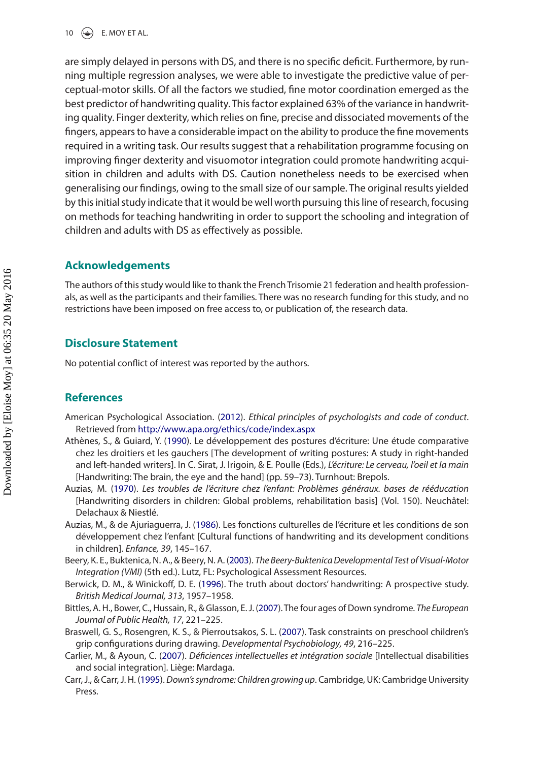are simply delayed in persons with DS, and there is no specific deficit. Furthermore, by running multiple regression analyses, we were able to investigate the predictive value of perceptual-motor skills. Of all the factors we studied, fine motor coordination emerged as the best predictor of handwriting quality. This factor explained 63% of the variance in handwriting quality. Finger dexterity, which relies on fine, precise and dissociated movements of the fingers, appears to have a considerable impact on the ability to produce the fine movements required in a writing task. Our results suggest that a rehabilitation programme focusing on improving finger dexterity and visuomotor integration could promote handwriting acquisition in children and adults with DS. Caution nonetheless needs to be exercised when generalising our findings, owing to the small size of our sample. The original results yielded by this initial study indicate that it would be well worth pursuing this line of research, focusing on methods for teaching handwriting in order to support the schooling and integration of children and adults with DS as effectively as possible.

## Acknowledgements

The authors of this study would like to thank the French Trisomie 21 federation and health professionals, as well as the participants and their families. There was no research funding for this study, and no restrictions have been imposed on free access to, or publication of, the research data.

## Disclosure Statement

No potential conflict of interest was reported by the authors.

## References

American Psychological Association. (2012). *Ethical principles of psychologists and code of conduct*. Retrieved from http://www.apa.org/ethics/code/index.aspx

Athènes, S., & Guiard, Y. (1990). Le développement des postures d'écriture: Une étude comparative chez les droitiers et les gauchers [The development of writing postures: A study in right-handed and left-handed writers]. In C. Sirat, J. Irigoin, & E. Poulle (Eds.), *L'écriture: Le cerveau, l'oeil et la main* [Handwriting: The brain, the eye and the hand] (pp. 59–73). Turnhout: Brepols.

Auzias, M. (1970). *Les troubles de l'écriture chez l'enfant: Problèmes généraux. bases de rééducation* [Handwriting disorders in children: Global problems, rehabilitation basis] (Vol. 150). Neuchâtel: Delachaux & Niestlé.

Auzias, M., & de Ajuriaguerra, J. (1986). Les fonctions culturelles de l'écriture et les conditions de son développement chez l'enfant [Cultural functions of handwriting and its development conditions in children]. *Enfance, 39*, 145–167.

Beery, K. E., Buktenica, N. A., & Beery, N. A. (2003). *The Beery-Buktenica Developmental Test of Visual-Motor Integration (VMI)* (5th ed.). Lutz, FL: Psychological Assessment Resources.

Berwick, D. M., & Winickoff, D. E. (1996). The truth about doctors' handwriting: A prospective study. *British Medical Journal, 313*, 1957–1958.

Bittles, A. H., Bower, C., Hussain, R., & Glasson, E. J. (2007). The four ages of Down syndrome. *The European Journal of Public Health, 17*, 221–225.

Braswell, G. S., Rosengren, K. S., & Pierroutsakos, S. L. (2007). Task constraints on preschool children's grip configurations during drawing. *Developmental Psychobiology, 49*, 216–225.

Carlier, M., & Ayoun, C. (2007). *Déficiences intellectuelles et intégration sociale* [Intellectual disabilities and social integration]. Liège: Mardaga.

Carr, J., & Carr, J. H. (1995). *Down's syndrome: Children growing up*. Cambridge, UK: Cambridge University Press.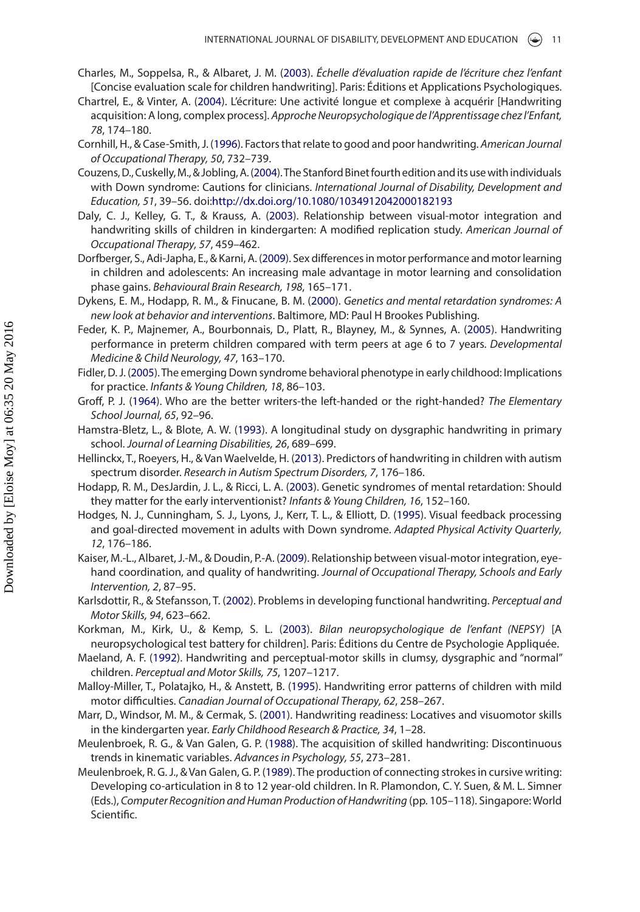Charles, M., Soppelsa, R., & Albaret, J. M. (2003). *Échelle d'évaluation rapide de l'écriture chez l'enfant* [Concise evaluation scale for children handwriting]. Paris: Éditions et Applications Psychologiques.

Chartrel, E., & Vinter, A. (2004). L'écriture: Une activité longue et complexe à acquérir [Handwriting acquisition: A long, complex process]. *Approche Neuropsychologique de l'Apprentissage chez l'Enfant, 78*, 174–180.

Cornhill, H., & Case-Smith, J. (1996). Factors that relate to good and poor handwriting. *American Journal of Occupational Therapy, 50*, 732–739.

Couzens, D., Cuskelly, M., & Jobling, A. (2004). The Stanford Binet fourth edition and its use with individuals with Down syndrome: Cautions for clinicians. *International Journal of Disability, Development and Education, 51*, 39–56. doi:http://dx.doi.org/10.1080/1034912042000182193

Daly, C. J., Kelley, G. T., & Krauss, A. (2003). Relationship between visual-motor integration and handwriting skills of children in kindergarten: A modified replication study. *American Journal of Occupational Therapy, 57*, 459–462.

Dorfberger, S., Adi-Japha, E., & Karni, A. (2009). Sex differences in motor performance and motor learning in children and adolescents: An increasing male advantage in motor learning and consolidation phase gains. *Behavioural Brain Research, 198*, 165–171.

Dykens, E. M., Hodapp, R. M., & Finucane, B. M. (2000). *Genetics and mental retardation syndromes: A new look at behavior and interventions*. Baltimore, MD: Paul H Brookes Publishing.

Feder, K. P., Majnemer, A., Bourbonnais, D., Platt, R., Blayney, M., & Synnes, A. (2005). Handwriting performance in preterm children compared with term peers at age 6 to 7 years. *Developmental Medicine & Child Neurology, 47*, 163–170.

Fidler, D. J. (2005). The emerging Down syndrome behavioral phenotype in early childhood: Implications for practice. *Infants & Young Children, 18*, 86–103.

Groff, P. J. (1964). Who are the better writers-the left-handed or the right-handed? *The Elementary School Journal, 65*, 92–96.

Hamstra-Bletz, L., & Blote, A. W. (1993). A longitudinal study on dysgraphic handwriting in primary school. *Journal of Learning Disabilities, 26*, 689–699.

Hellinckx, T., Roeyers, H., & Van Waelvelde, H. (2013). Predictors of handwriting in children with autism spectrum disorder. *Research in Autism Spectrum Disorders, 7*, 176–186.

Hodapp, R. M., DesJardin, J. L., & Ricci, L. A. (2003). Genetic syndromes of mental retardation: Should they matter for the early interventionist? *Infants & Young Children, 16*, 152–160.

Hodges, N. J., Cunningham, S. J., Lyons, J., Kerr, T. L., & Elliott, D. (1995). Visual feedback processing and goal-directed movement in adults with Down syndrome. *Adapted Physical Activity Quarterly, 12*, 176–186.

Kaiser, M.-L., Albaret, J.-M., & Doudin, P.-A. (2009). Relationship between visual-motor integration, eye-hand coordination, and quality of handwriting. *Journal of Occupational Therapy, Schools and Early Intervention, 2*, 87–95.

Karlsdottir, R., & Stefansson, T. (2002). Problems in developing functional handwriting. *Perceptual and Motor Skills, 94*, 623–662.

Korkman, M., Kirk, U., & Kemp, S. L. (2003). *Bilan neuropsychologique de l'enfant (NEPSY)* [A neuropsychological test battery for children]. Paris: Éditions du Centre de Psychologie Appliquée.

Maeland, A. F. (1992). Handwriting and perceptual-motor skills in clumsy, dysgraphic and "normal" children. *Perceptual and Motor Skills, 75*, 1207–1217.

Malloy-Miller, T., Polatajko, H., & Anstett, B. (1995). Handwriting error patterns of children with mild motor difficulties. *Canadian Journal of Occupational Therapy, 62*, 258–267.

Marr, D., Windsor, M. M., & Cermak, S. (2001). Handwriting readiness: Locatives and visuomotor skills in the kindergarten year. *Early Childhood Research & Practice, 34*, 1–28.

Meulenbroek, R. G., & Van Galen, G. P. (1988). The acquisition of skilled handwriting: Discontinuous trends in kinematic variables. *Advances in Psychology, 55*, 273–281.

Meulenbroek, R. G. J., & Van Galen, G. P. (1989). The production of connecting strokes in cursive writing: Developing co-articulation in 8 to 12 year-old children. In R. Plamondon, C. Y. Suen, & M. L. Simner (Eds.), *Computer Recognition and Human Production of Handwriting* (pp. 105–118). Singapore: World Scientific.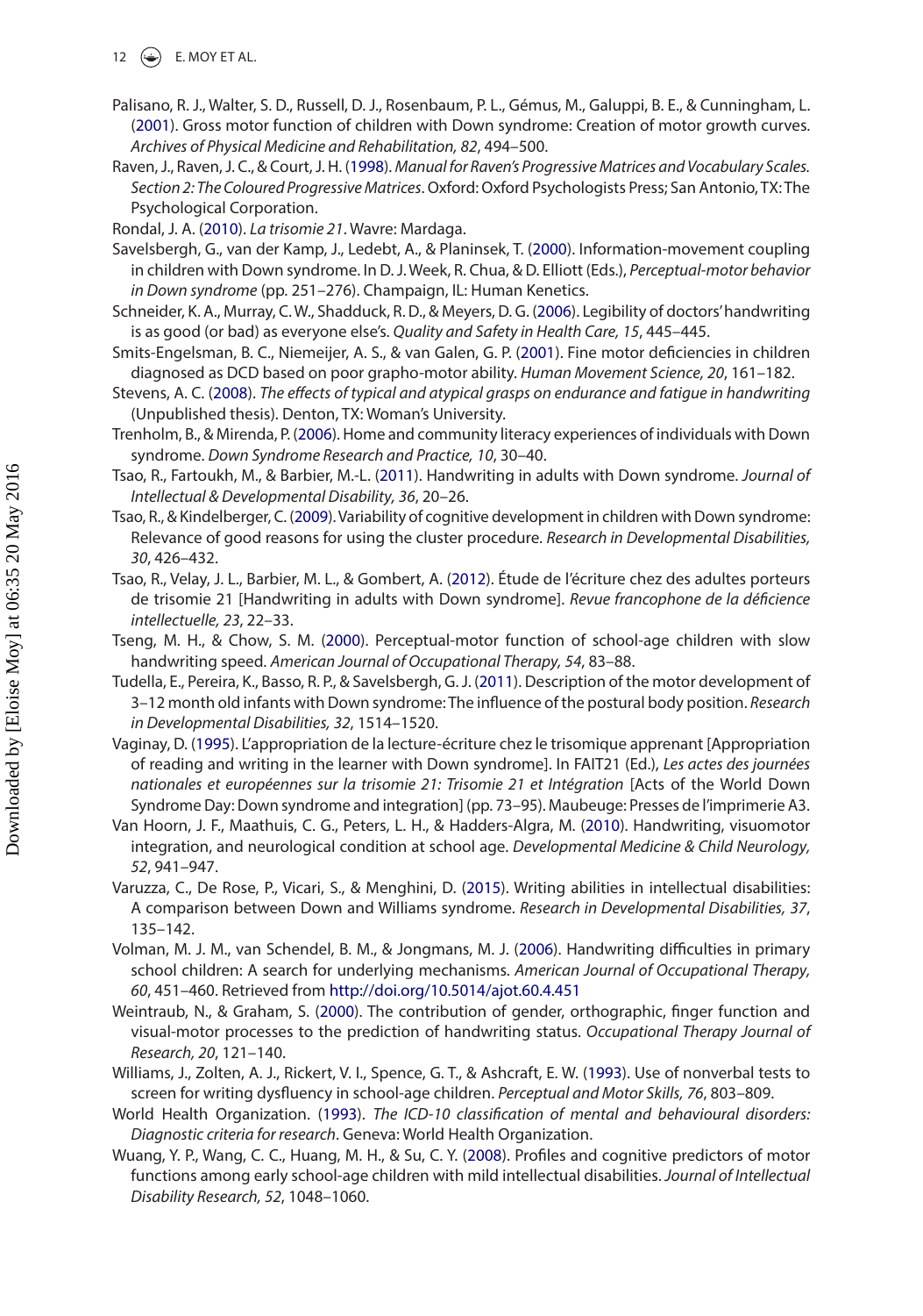Palisano, R. J., Walter, S. D., Russell, D. J., Rosenbaum, P. L., Gémus, M., Galuppi, B. E., & Cunningham, L. (2001). Gross motor function of children with Down syndrome: Creation of motor growth curves. *Archives of Physical Medicine and Rehabilitation, 82*, 494–500.

Raven, J., Raven, J. C., & Court, J. H. (1998). *Manual for Raven's Progressive Matrices and Vocabulary Scales. Section 2: The Coloured Progressive Matrices*. Oxford: Oxford Psychologists Press; San Antonio, TX: The Psychological Corporation.

Rondal, J. A. (2010). *La trisomie 21*. Wavre: Mardaga.

Savelsbergh, G., van der Kamp, J., Ledebt, A., & Planinsek, T. (2000). Information-movement coupling in children with Down syndrome. In D. J. Week, R. Chua, & D. Elliott (Eds.), *Perceptual-motor behavior in Down syndrome* (pp. 251–276). Champaign, IL: Human Kenetics.

Schneider, K. A., Murray, C. W., Shadduck, R. D., & Meyers, D. G. (2006). Legibility of doctors' handwriting is as good (or bad) as everyone else's. *Quality and Safety in Health Care, 15*, 445–445.

Smits-Engelsman, B. C., Niemeijer, A. S., & van Galen, G. P. (2001). Fine motor deficiencies in children diagnosed as DCD based on poor grapho-motor ability. *Human Movement Science, 20*, 161–182.

Stevens, A. C. (2008). *The effects of typical and atypical grasps on endurance and fatigue in handwriting* (Unpublished thesis). Denton, TX: Woman's University.

Trenholm, B., & Mirenda, P. (2006). Home and community literacy experiences of individuals with Down syndrome. *Down Syndrome Research and Practice, 10*, 30–40.

Tsao, R., Fartoukh, M., & Barbier, M.-L. (2011). Handwriting in adults with Down syndrome. *Journal of Intellectual & Developmental Disability, 36*, 20–26.

Tsao, R., & Kindelberger, C. (2009). Variability of cognitive development in children with Down syndrome: Relevance of good reasons for using the cluster procedure. *Research in Developmental Disabilities, 30*, 426–432.

Tsao, R., Velay, J. L., Barbier, M. L., & Gombert, A. (2012). Étude de l'écriture chez des adultes porteurs de trisomie 21 [Handwriting in adults with Down syndrome]. *Revue francophone de la déficience intellectuelle, 23*, 22–33.

Tseng, M. H., & Chow, S. M. (2000). Perceptual-motor function of school-age children with slow handwriting speed. *American Journal of Occupational Therapy, 54*, 83–88.

Tudella, E., Pereira, K., Basso, R. P., & Savelsbergh, G. J. (2011). Description of the motor development of 3–12 month old infants with Down syndrome: The influence of the postural body position. *Research in Developmental Disabilities, 32*, 1514–1520.

Vaginay, D. (1995). L'appropriation de la lecture-écriture chez le trisomique apprenant [Appropriation of reading and writing in the learner with Down syndrome]. In FAIT21 (Ed.), *Les actes des journées nationales et européennes sur la trisomie 21: Trisomie 21 et Intégration* [Acts of the World Down Syndrome Day: Down syndrome and integration] (pp. 73–95). Maubeuge: Presses de l'imprimerie A3.

Van Hoorn, J. F., Maathuis, C. G., Peters, L. H., & Hadders-Algra, M. (2010). Handwriting, visuomotor integration, and neurological condition at school age. *Developmental Medicine & Child Neurology, 52*, 941–947.

Varuzza, C., De Rose, P., Vicari, S., & Menghini, D. (2015). Writing abilities in intellectual disabilities: A comparison between Down and Williams syndrome. *Research in Developmental Disabilities, 37*, 135–142.

Volman, M. J. M., van Schendel, B. M., & Jongmans, M. J. (2006). Handwriting difficulties in primary school children: A search for underlying mechanisms. *American Journal of Occupational Therapy, 60*, 451–460. Retrieved from http://doi.org/10.5014/ajot.60.4.451

Weintraub, N., & Graham, S. (2000). The contribution of gender, orthographic, finger function and visual-motor processes to the prediction of handwriting status. *Occupational Therapy Journal of Research, 20*, 121–140.

Williams, J., Zolten, A. J., Rickert, V. I., Spence, G. T., & Ashcraft, E. W. (1993). Use of nonverbal tests to screen for writing dysfluency in school-age children. *Perceptual and Motor Skills, 76*, 803–809.

World Health Organization. (1993). *The ICD-10 classification of mental and behavioural disorders: Diagnostic criteria for research*. Geneva: World Health Organization.

Wuang, Y. P., Wang, C. C., Huang, M. H., & Su, C. Y. (2008). Profiles and cognitive predictors of motor functions among early school-age children with mild intellectual disabilities. *Journal of Intellectual Disability Research, 52*, 1048–1060.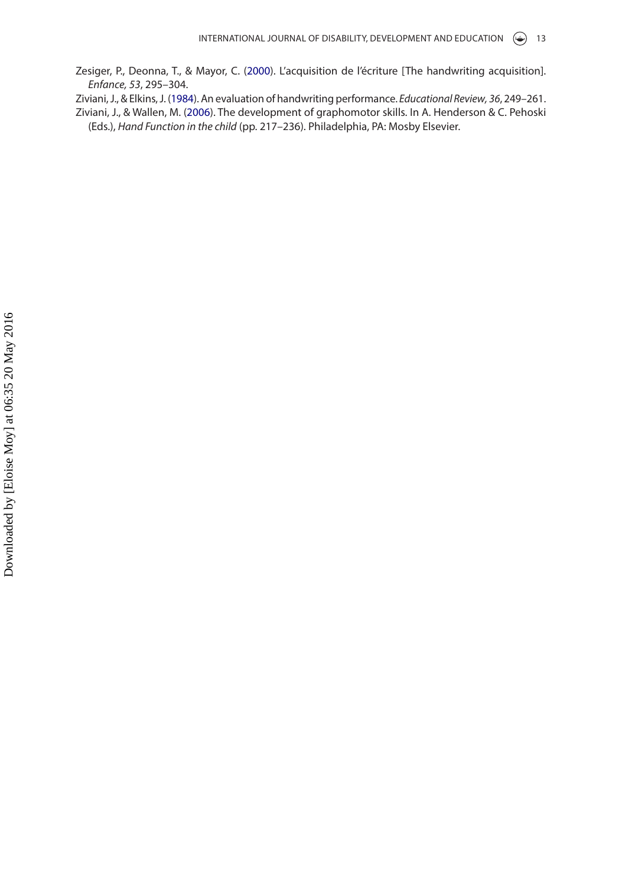Zesiger, P., Deonna, T., & Mayor, C. (2000). L'acquisition de l'écriture [The handwriting acquisition]. *Enfance, 53*, 295–304.

Ziviani, J., & Elkins, J. (1984). An evaluation of handwriting performance. *Educational Review, 36*, 249–261.

Ziviani, J., & Wallen, M. (2006). The development of graphomotor skills. In A. Henderson & C. Pehoski (Eds.), *Hand Function in the child* (pp. 217–236). Philadelphia, PA: Mosby Elsevier.